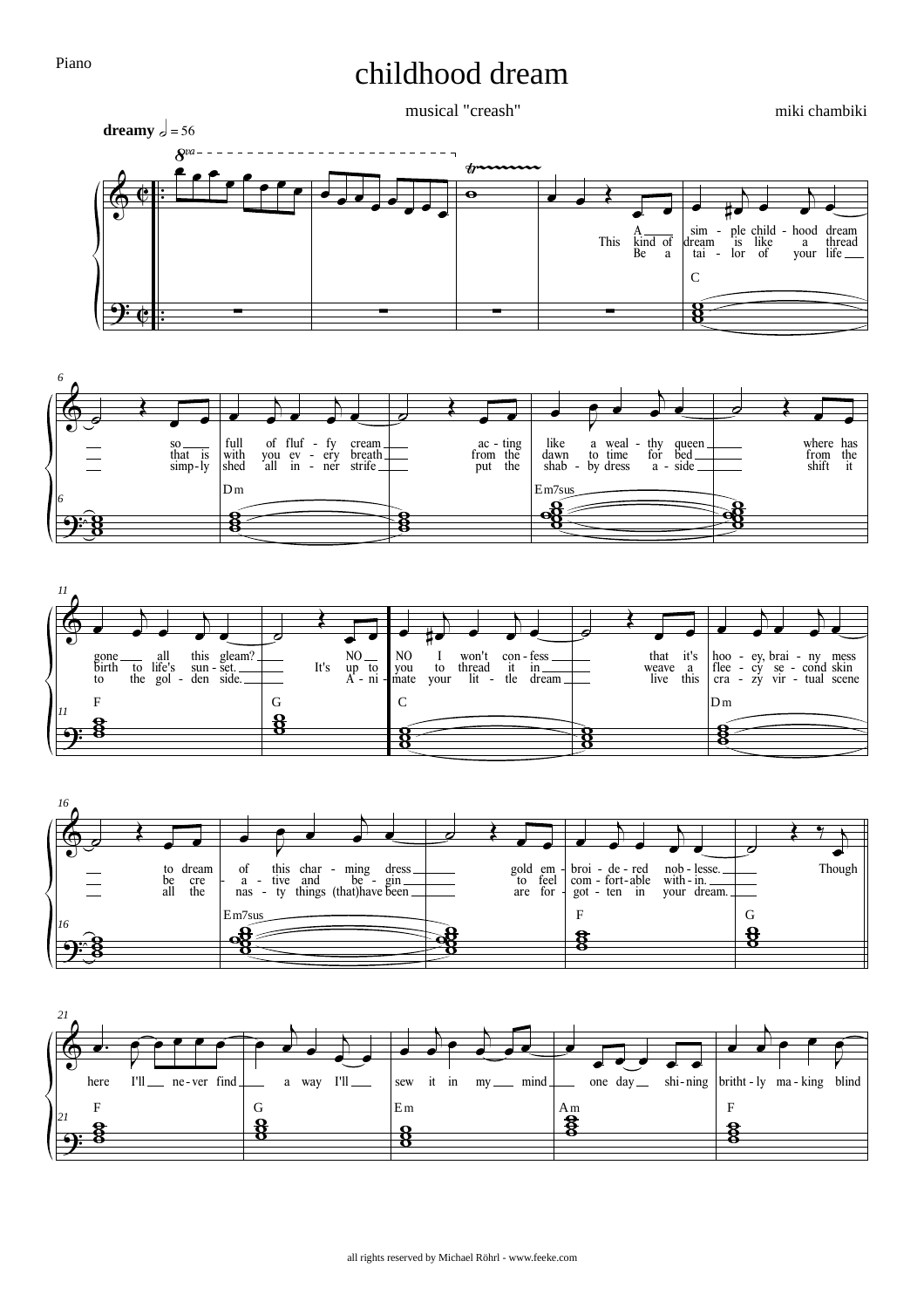Piano

# childhood dream

musical "creash"

miki chambiki

**dreamy** 𝅗𝅥 = 56

1. A sim - ple child - hood dream so full of fluf - fy cream ac - ting like a weal - thy queen where has gone all this gleam? NO NO I won't con - fess that it's hoo - ey, brai - ny mess to dream of this char - ming dress gold em - broi - de - red nob - lesse.

2. This kind of dream is like a thread that is with you ev - ery breath from the dawn to time for bed from the birth to life's sun - set. It's up to thread it in weave a flee - cy se - cond skin be cre - a - tive and be - gin to feel com - fort - able with - in.

3. Be a tai - lor of your life simp - ly shed all in - ner strife put the shab - by dress a - side shift it to the gol - den side. A - ni - mate your lit - tle dream live this cra - zy vir - tual scene all the nas - ty things (that)have been are for - got - ten in your dream.

Though here I'll ne - ver find a way I'll sew it in my mind one day shi - ning britht - ly ma - king blind

Chords: C | Dm | Em7sus | F | G | C | Dm | Em7sus | F | G | F | G | Em | Am | F

all rights reserved by Michael Röhrl - www.feeke.com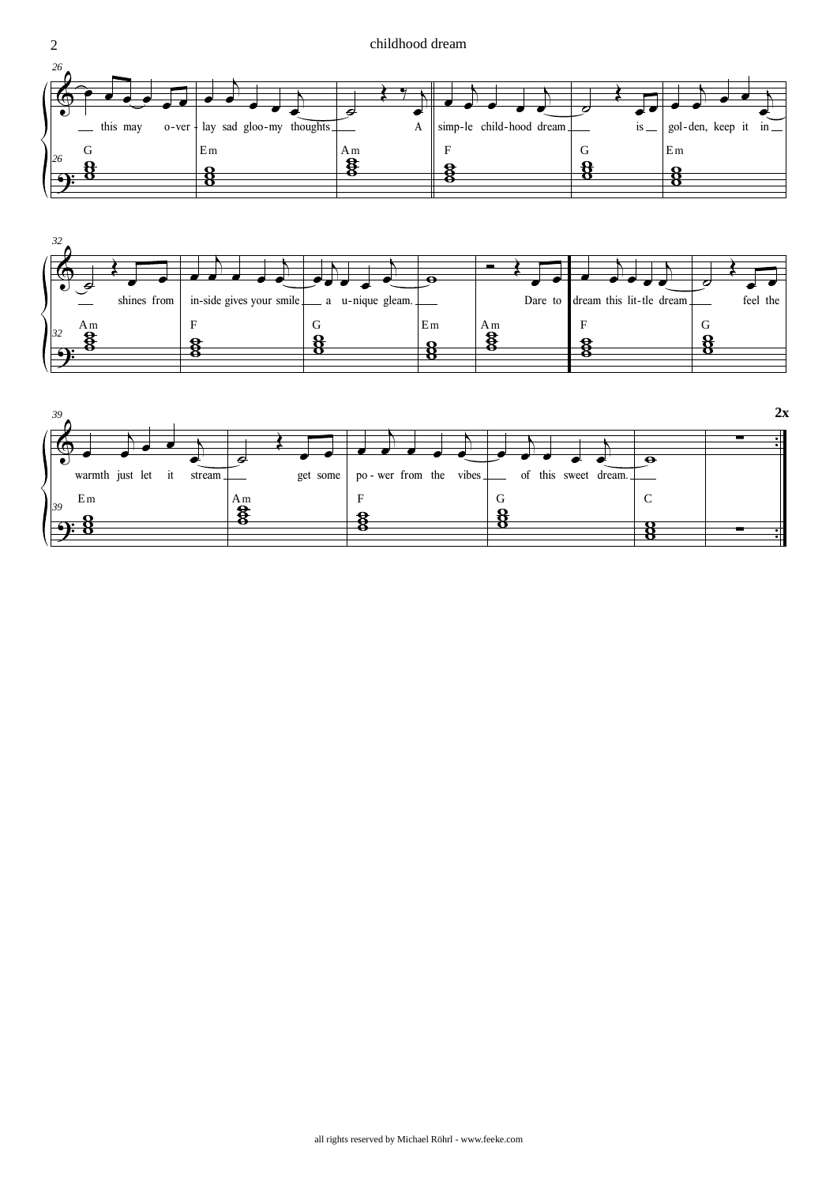this may o-ver - lay sad gloo-my thoughts A simp-le child-hood dream is gol-den, keep it in

G Em Am F G Em

shines from in-side gives your smile a u-nique gleam. Dare to dream this lit-tle dream feel the

Am F G Em Am F G

2x

warmth just let it stream get some po - wer from the vibes of this sweet dream.

Em Am F G C

all rights reserved by Michael Röhrl - www.feeke.com